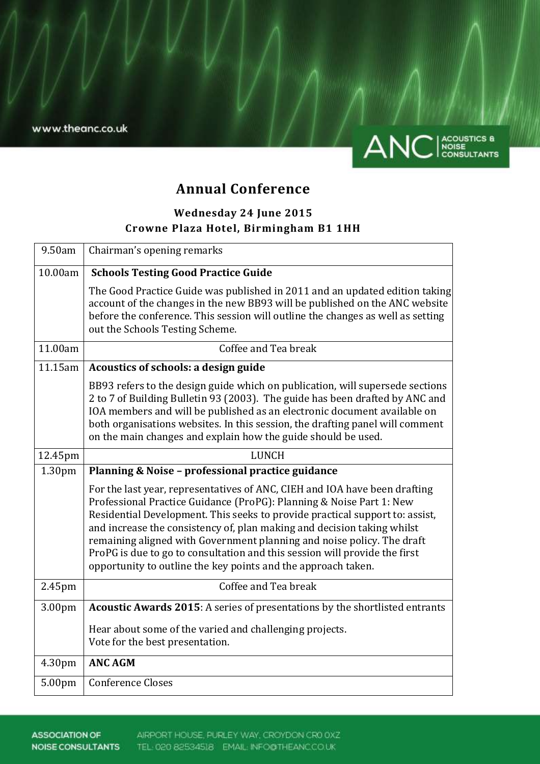www.theanc.co.uk

ANC | ACOUSTICS & NOISE CONSULTANTS

# Annual Conference

### Wednesday 24 June 2015
### Crowne Plaza Hotel, Birmingham B1 1HH

| | |
|---|---|
| 9.50am | Chairman's opening remarks |
| 10.00am | **Schools Testing Good Practice Guide**<br><br>The Good Practice Guide was published in 2011 and an updated edition taking account of the changes in the new BB93 will be published on the ANC website before the conference. This session will outline the changes as well as setting out the Schools Testing Scheme. |
| 11.00am | Coffee and Tea break |
| 11.15am | **Acoustics of schools: a design guide**<br><br>BB93 refers to the design guide which on publication, will supersede sections 2 to 7 of Building Bulletin 93 (2003). The guide has been drafted by ANC and IOA members and will be published as an electronic document available on both organisations websites. In this session, the drafting panel will comment on the main changes and explain how the guide should be used. |
| 12.45pm | LUNCH |
| 1.30pm | **Planning & Noise – professional practice guidance**<br><br>For the last year, representatives of ANC, CIEH and IOA have been drafting Professional Practice Guidance (ProPG): Planning & Noise Part 1: New Residential Development. This seeks to provide practical support to: assist, and increase the consistency of, plan making and decision taking whilst remaining aligned with Government planning and noise policy. The draft ProPG is due to go to consultation and this session will provide the first opportunity to outline the key points and the approach taken. |
| 2.45pm | Coffee and Tea break |
| 3.00pm | **Acoustic Awards 2015**: A series of presentations by the shortlisted entrants<br><br>Hear about some of the varied and challenging projects.<br>Vote for the best presentation. |
| 4.30pm | **ANC AGM** |
| 5.00pm | Conference Closes |

**ASSOCIATION OF NOISE CONSULTANTS** AIRPORT HOUSE, PURLEY WAY, CROYDON CR0 0XZ TEL: 020 82534518 EMAIL: INFO@THEANC.CO.UK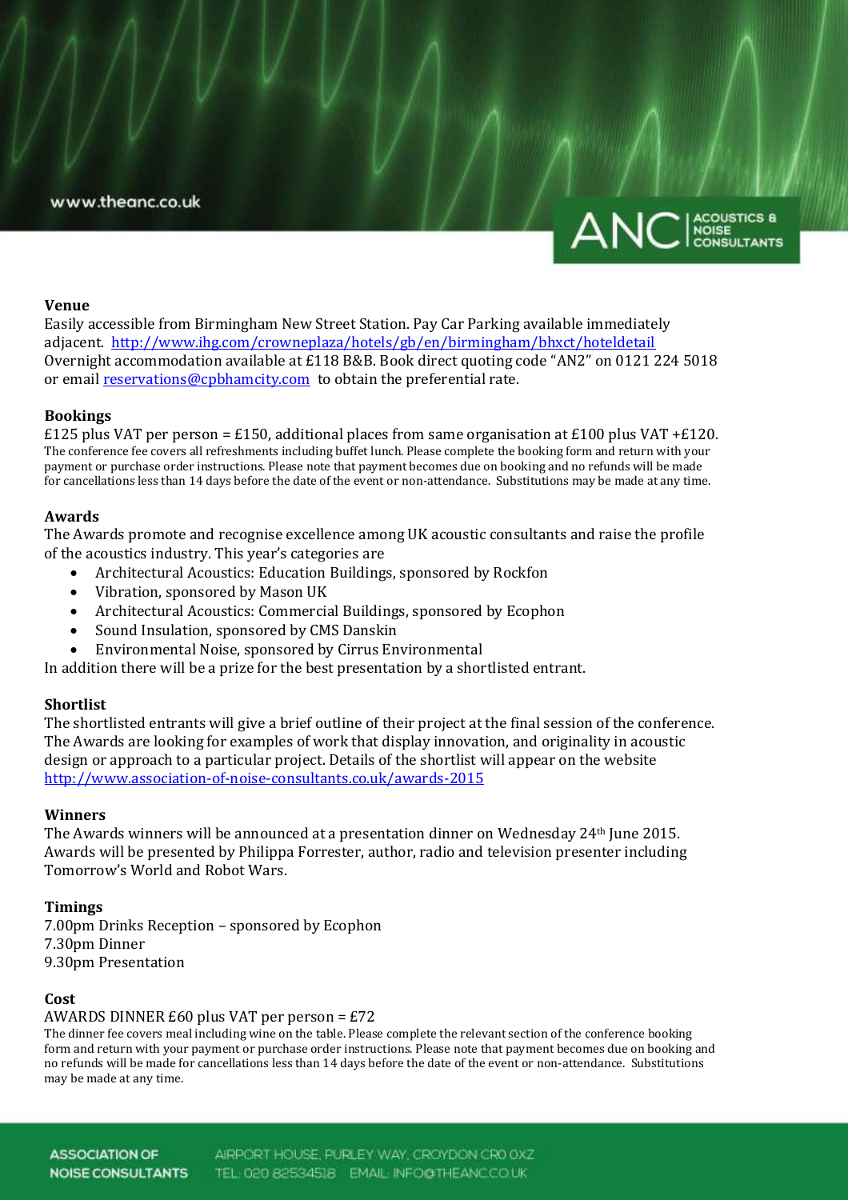## Venue

Easily accessible from Birmingham New Street Station. Pay Car Parking available immediately adjacent. http://www.ihg.com/crowneplaza/hotels/gb/en/birmingham/bhxct/hoteldetail
Overnight accommodation available at £118 B&B. Book direct quoting code "AN2" on 0121 224 5018 or email reservations@cpbhamcity.com to obtain the preferential rate.

## Bookings

£125 plus VAT per person = £150, additional places from same organisation at £100 plus VAT +£120.
The conference fee covers all refreshments including buffet lunch. Please complete the booking form and return with your payment or purchase order instructions. Please note that payment becomes due on booking and no refunds will be made for cancellations less than 14 days before the date of the event or non-attendance. Substitutions may be made at any time.

## Awards

The Awards promote and recognise excellence among UK acoustic consultants and raise the profile of the acoustics industry. This year's categories are

- Architectural Acoustics: Education Buildings, sponsored by Rockfon
- Vibration, sponsored by Mason UK
- Architectural Acoustics: Commercial Buildings, sponsored by Ecophon
- Sound Insulation, sponsored by CMS Danskin
- Environmental Noise, sponsored by Cirrus Environmental

In addition there will be a prize for the best presentation by a shortlisted entrant.

## Shortlist

The shortlisted entrants will give a brief outline of their project at the final session of the conference. The Awards are looking for examples of work that display innovation, and originality in acoustic design or approach to a particular project. Details of the shortlist will appear on the website http://www.association-of-noise-consultants.co.uk/awards-2015

## Winners

The Awards winners will be announced at a presentation dinner on Wednesday 24th June 2015. Awards will be presented by Philippa Forrester, author, radio and television presenter including Tomorrow's World and Robot Wars.

## Timings

7.00pm Drinks Reception – sponsored by Ecophon
7.30pm Dinner
9.30pm Presentation

## Cost

AWARDS DINNER £60 plus VAT per person = £72
The dinner fee covers meal including wine on the table. Please complete the relevant section of the conference booking form and return with your payment or purchase order instructions. Please note that payment becomes due on booking and no refunds will be made for cancellations less than 14 days before the date of the event or non-attendance. Substitutions may be made at any time.